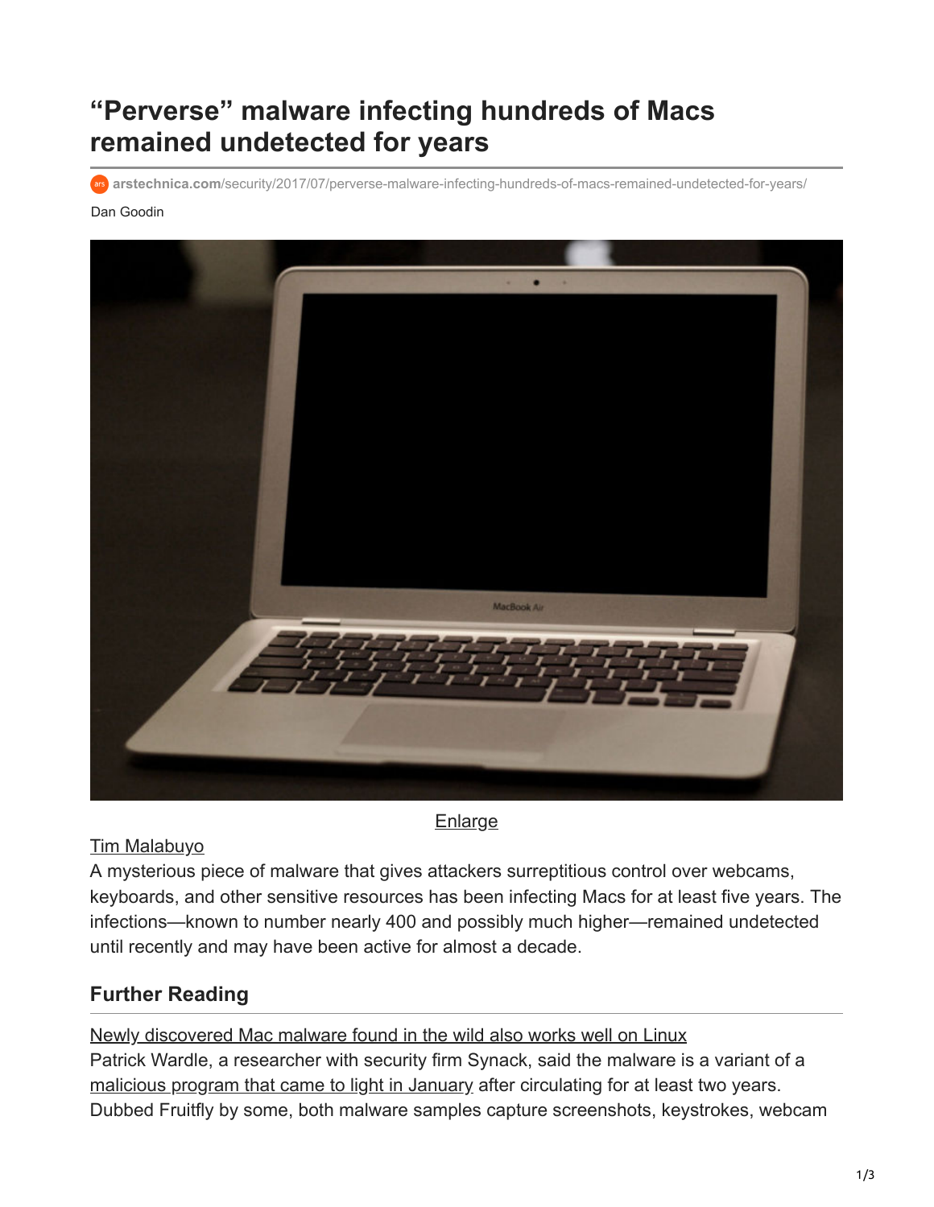# "Perverse" malware infecting hundreds of Macs remained undetected for years

arstechnica.com/security/2017/07/perverse-malware-infecting-hundreds-of-macs-remained-undetected-for-years/

Dan Goodin

Enlarge

Tim Malabuyo

A mysterious piece of malware that gives attackers surreptitious control over webcams, keyboards, and other sensitive resources has been infecting Macs for at least five years. The infections—known to number nearly 400 and possibly much higher—remained undetected until recently and may have been active for almost a decade.

## Further Reading

Newly discovered Mac malware found in the wild also works well on Linux

Patrick Wardle, a researcher with security firm Synack, said the malware is a variant of a malicious program that came to light in January after circulating for at least two years. Dubbed Fruitfly by some, both malware samples capture screenshots, keystrokes, webcam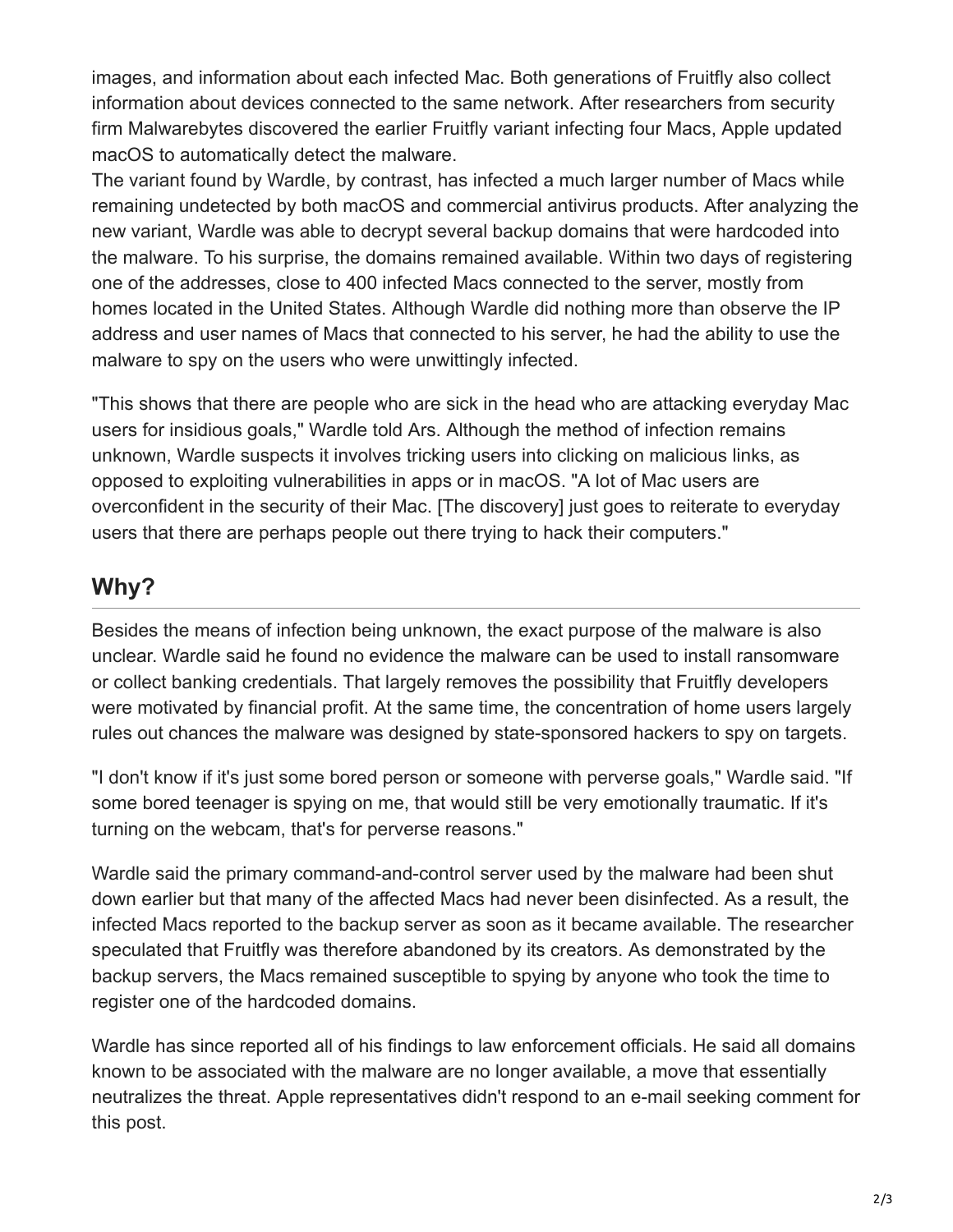images, and information about each infected Mac. Both generations of Fruitfly also collect information about devices connected to the same network. After researchers from security firm Malwarebytes discovered the earlier Fruitfly variant infecting four Macs, Apple updated macOS to automatically detect the malware.
The variant found by Wardle, by contrast, has infected a much larger number of Macs while remaining undetected by both macOS and commercial antivirus products. After analyzing the new variant, Wardle was able to decrypt several backup domains that were hardcoded into the malware. To his surprise, the domains remained available. Within two days of registering one of the addresses, close to 400 infected Macs connected to the server, mostly from homes located in the United States. Although Wardle did nothing more than observe the IP address and user names of Macs that connected to his server, he had the ability to use the malware to spy on the users who were unwittingly infected.

"This shows that there are people who are sick in the head who are attacking everyday Mac users for insidious goals," Wardle told Ars. Although the method of infection remains unknown, Wardle suspects it involves tricking users into clicking on malicious links, as opposed to exploiting vulnerabilities in apps or in macOS. "A lot of Mac users are overconfident in the security of their Mac. [The discovery] just goes to reiterate to everyday users that there are perhaps people out there trying to hack their computers."

## Why?

Besides the means of infection being unknown, the exact purpose of the malware is also unclear. Wardle said he found no evidence the malware can be used to install ransomware or collect banking credentials. That largely removes the possibility that Fruitfly developers were motivated by financial profit. At the same time, the concentration of home users largely rules out chances the malware was designed by state-sponsored hackers to spy on targets.

"I don't know if it's just some bored person or someone with perverse goals," Wardle said. "If some bored teenager is spying on me, that would still be very emotionally traumatic. If it's turning on the webcam, that's for perverse reasons."

Wardle said the primary command-and-control server used by the malware had been shut down earlier but that many of the affected Macs had never been disinfected. As a result, the infected Macs reported to the backup server as soon as it became available. The researcher speculated that Fruitfly was therefore abandoned by its creators. As demonstrated by the backup servers, the Macs remained susceptible to spying by anyone who took the time to register one of the hardcoded domains.

Wardle has since reported all of his findings to law enforcement officials. He said all domains known to be associated with the malware are no longer available, a move that essentially neutralizes the threat. Apple representatives didn't respond to an e-mail seeking comment for this post.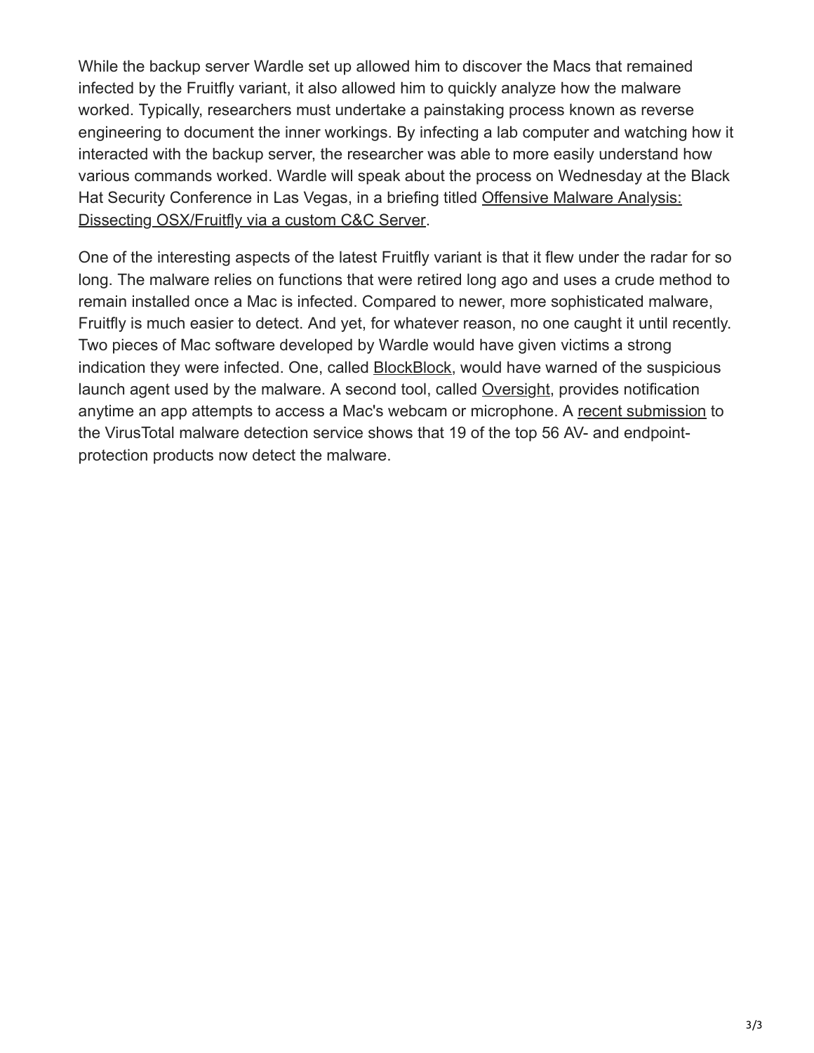While the backup server Wardle set up allowed him to discover the Macs that remained infected by the Fruitfly variant, it also allowed him to quickly analyze how the malware worked. Typically, researchers must undertake a painstaking process known as reverse engineering to document the inner workings. By infecting a lab computer and watching how it interacted with the backup server, the researcher was able to more easily understand how various commands worked. Wardle will speak about the process on Wednesday at the Black Hat Security Conference in Las Vegas, in a briefing titled Offensive Malware Analysis: Dissecting OSX/Fruitfly via a custom C&C Server.

One of the interesting aspects of the latest Fruitfly variant is that it flew under the radar for so long. The malware relies on functions that were retired long ago and uses a crude method to remain installed once a Mac is infected. Compared to newer, more sophisticated malware, Fruitfly is much easier to detect. And yet, for whatever reason, no one caught it until recently. Two pieces of Mac software developed by Wardle would have given victims a strong indication they were infected. One, called BlockBlock, would have warned of the suspicious launch agent used by the malware. A second tool, called Oversight, provides notification anytime an app attempts to access a Mac's webcam or microphone. A recent submission to the VirusTotal malware detection service shows that 19 of the top 56 AV- and endpoint-protection products now detect the malware.